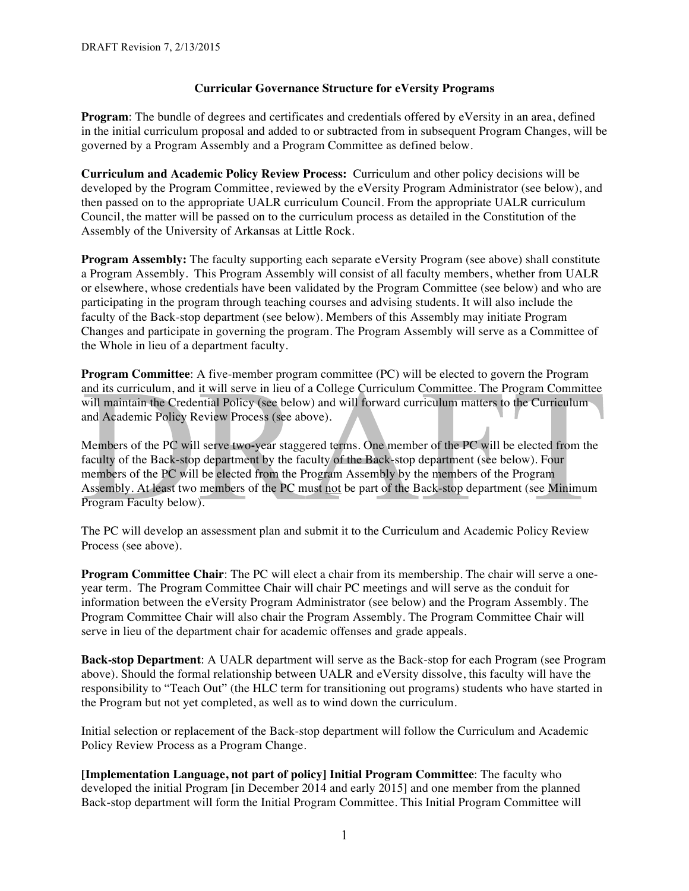DRAFT Revision 7, 2/13/2015

# Curricular Governance Structure for eVersity Programs

**Program**: The bundle of degrees and certificates and credentials offered by eVersity in an area, defined in the initial curriculum proposal and added to or subtracted from in subsequent Program Changes, will be governed by a Program Assembly and a Program Committee as defined below.

**Curriculum and Academic Policy Review Process:** Curriculum and other policy decisions will be developed by the Program Committee, reviewed by the eVersity Program Administrator (see below), and then passed on to the appropriate UALR curriculum Council. From the appropriate UALR curriculum Council, the matter will be passed on to the curriculum process as detailed in the Constitution of the Assembly of the University of Arkansas at Little Rock.

**Program Assembly:** The faculty supporting each separate eVersity Program (see above) shall constitute a Program Assembly. This Program Assembly will consist of all faculty members, whether from UALR or elsewhere, whose credentials have been validated by the Program Committee (see below) and who are participating in the program through teaching courses and advising students. It will also include the faculty of the Back-stop department (see below). Members of this Assembly may initiate Program Changes and participate in governing the program. The Program Assembly will serve as a Committee of the Whole in lieu of a department faculty.

**Program Committee**: A five-member program committee (PC) will be elected to govern the Program and its curriculum, and it will serve in lieu of a College Curriculum Committee. The Program Committee will maintain the Credential Policy (see below) and will forward curriculum matters to the Curriculum and Academic Policy Review Process (see above).

Members of the PC will serve two-year staggered terms. One member of the PC will be elected from the faculty of the Back-stop department by the faculty of the Back-stop department (see below). Four members of the PC will be elected from the Program Assembly by the members of the Program Assembly. At least two members of the PC must <u>not</u> be part of the Back-stop department (see Minimum Program Faculty below).

The PC will develop an assessment plan and submit it to the Curriculum and Academic Policy Review Process (see above).

**Program Committee Chair**: The PC will elect a chair from its membership. The chair will serve a one-year term. The Program Committee Chair will chair PC meetings and will serve as the conduit for information between the eVersity Program Administrator (see below) and the Program Assembly. The Program Committee Chair will also chair the Program Assembly. The Program Committee Chair will serve in lieu of the department chair for academic offenses and grade appeals.

**Back-stop Department**: A UALR department will serve as the Back-stop for each Program (see Program above). Should the formal relationship between UALR and eVersity dissolve, this faculty will have the responsibility to "Teach Out" (the HLC term for transitioning out programs) students who have started in the Program but not yet completed, as well as to wind down the curriculum.

Initial selection or replacement of the Back-stop department will follow the Curriculum and Academic Policy Review Process as a Program Change.

**[Implementation Language, not part of policy] Initial Program Committee**: The faculty who developed the initial Program [in December 2014 and early 2015] and one member from the planned Back-stop department will form the Initial Program Committee. This Initial Program Committee will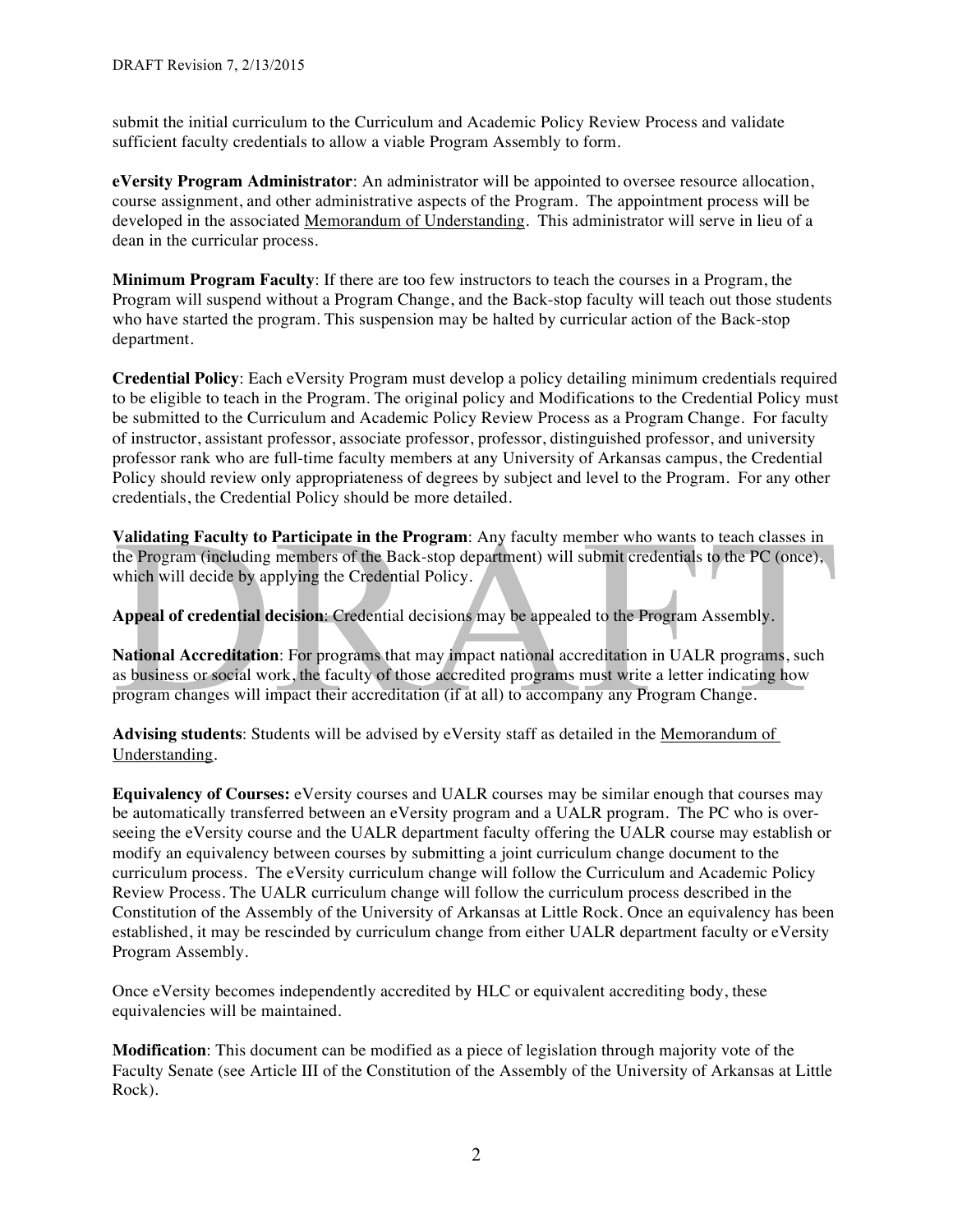submit the initial curriculum to the Curriculum and Academic Policy Review Process and validate sufficient faculty credentials to allow a viable Program Assembly to form.

**eVersity Program Administrator**: An administrator will be appointed to oversee resource allocation, course assignment, and other administrative aspects of the Program. The appointment process will be developed in the associated Memorandum of Understanding. This administrator will serve in lieu of a dean in the curricular process.

**Minimum Program Faculty**: If there are too few instructors to teach the courses in a Program, the Program will suspend without a Program Change, and the Back-stop faculty will teach out those students who have started the program. This suspension may be halted by curricular action of the Back-stop department.

**Credential Policy**: Each eVersity Program must develop a policy detailing minimum credentials required to be eligible to teach in the Program. The original policy and Modifications to the Credential Policy must be submitted to the Curriculum and Academic Policy Review Process as a Program Change. For faculty of instructor, assistant professor, associate professor, professor, distinguished professor, and university professor rank who are full-time faculty members at any University of Arkansas campus, the Credential Policy should review only appropriateness of degrees by subject and level to the Program. For any other credentials, the Credential Policy should be more detailed.

**Validating Faculty to Participate in the Program**: Any faculty member who wants to teach classes in the Program (including members of the Back-stop department) will submit credentials to the PC (once), which will decide by applying the Credential Policy.

**Appeal of credential decision**: Credential decisions may be appealed to the Program Assembly.

**National Accreditation**: For programs that may impact national accreditation in UALR programs, such as business or social work, the faculty of those accredited programs must write a letter indicating how program changes will impact their accreditation (if at all) to accompany any Program Change.

**Advising students**: Students will be advised by eVersity staff as detailed in the Memorandum of Understanding.

**Equivalency of Courses:** eVersity courses and UALR courses may be similar enough that courses may be automatically transferred between an eVersity program and a UALR program. The PC who is overseeing the eVersity course and the UALR department faculty offering the UALR course may establish or modify an equivalency between courses by submitting a joint curriculum change document to the curriculum process. The eVersity curriculum change will follow the Curriculum and Academic Policy Review Process. The UALR curriculum change will follow the curriculum process described in the Constitution of the Assembly of the University of Arkansas at Little Rock. Once an equivalency has been established, it may be rescinded by curriculum change from either UALR department faculty or eVersity Program Assembly.

Once eVersity becomes independently accredited by HLC or equivalent accrediting body, these equivalencies will be maintained.

**Modification**: This document can be modified as a piece of legislation through majority vote of the Faculty Senate (see Article III of the Constitution of the Assembly of the University of Arkansas at Little Rock).